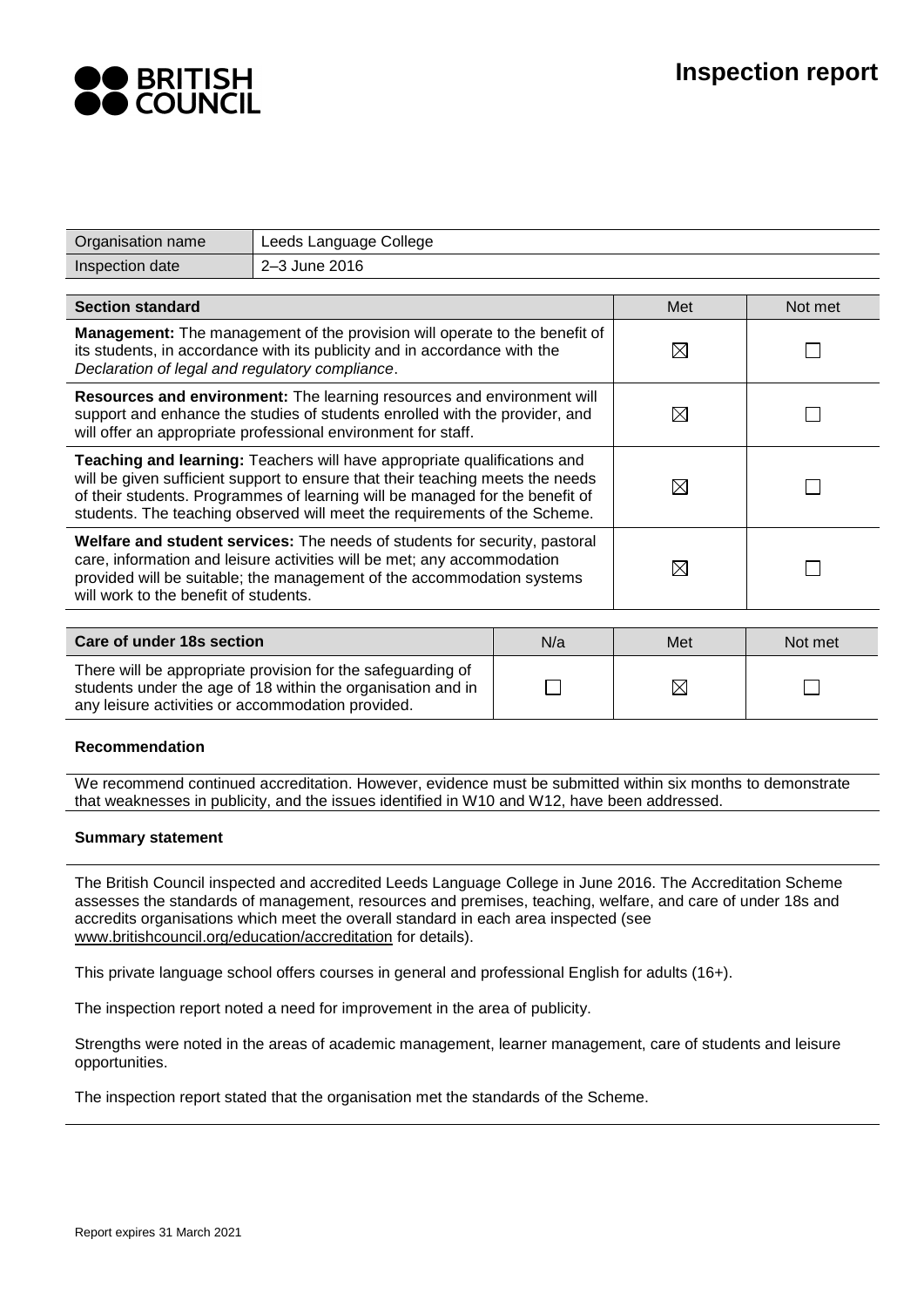BRITISH COUNCIL

# Inspection report

| Organisation name | Leeds Language College |
|---|---|
| Inspection date | 2–3 June 2016 |

| Section standard | Met | Not met |
|---|---|---|
| **Management:** The management of the provision will operate to the benefit of its students, in accordance with its publicity and in accordance with the *Declaration of legal and regulatory compliance*. | ☒ | ☐ |
| **Resources and environment:** The learning resources and environment will support and enhance the studies of students enrolled with the provider, and will offer an appropriate professional environment for staff. | ☒ | ☐ |
| **Teaching and learning:** Teachers will have appropriate qualifications and will be given sufficient support to ensure that their teaching meets the needs of their students. Programmes of learning will be managed for the benefit of students. The teaching observed will meet the requirements of the Scheme. | ☒ | ☐ |
| **Welfare and student services:** The needs of students for security, pastoral care, information and leisure activities will be met; any accommodation provided will be suitable; the management of the accommodation systems will work to the benefit of students. | ☒ | ☐ |

| Care of under 18s section | N/a | Met | Not met |
|---|---|---|---|
| There will be appropriate provision for the safeguarding of students under the age of 18 within the organisation and in any leisure activities or accommodation provided. | ☐ | ☒ | ☐ |

### Recommendation

We recommend continued accreditation. However, evidence must be submitted within six months to demonstrate that weaknesses in publicity, and the issues identified in W10 and W12, have been addressed.

### Summary statement

The British Council inspected and accredited Leeds Language College in June 2016. The Accreditation Scheme assesses the standards of management, resources and premises, teaching, welfare, and care of under 18s and accredits organisations which meet the overall standard in each area inspected (see www.britishcouncil.org/education/accreditation for details).

This private language school offers courses in general and professional English for adults (16+).

The inspection report noted a need for improvement in the area of publicity.

Strengths were noted in the areas of academic management, learner management, care of students and leisure opportunities.

The inspection report stated that the organisation met the standards of the Scheme.

Report expires 31 March 2021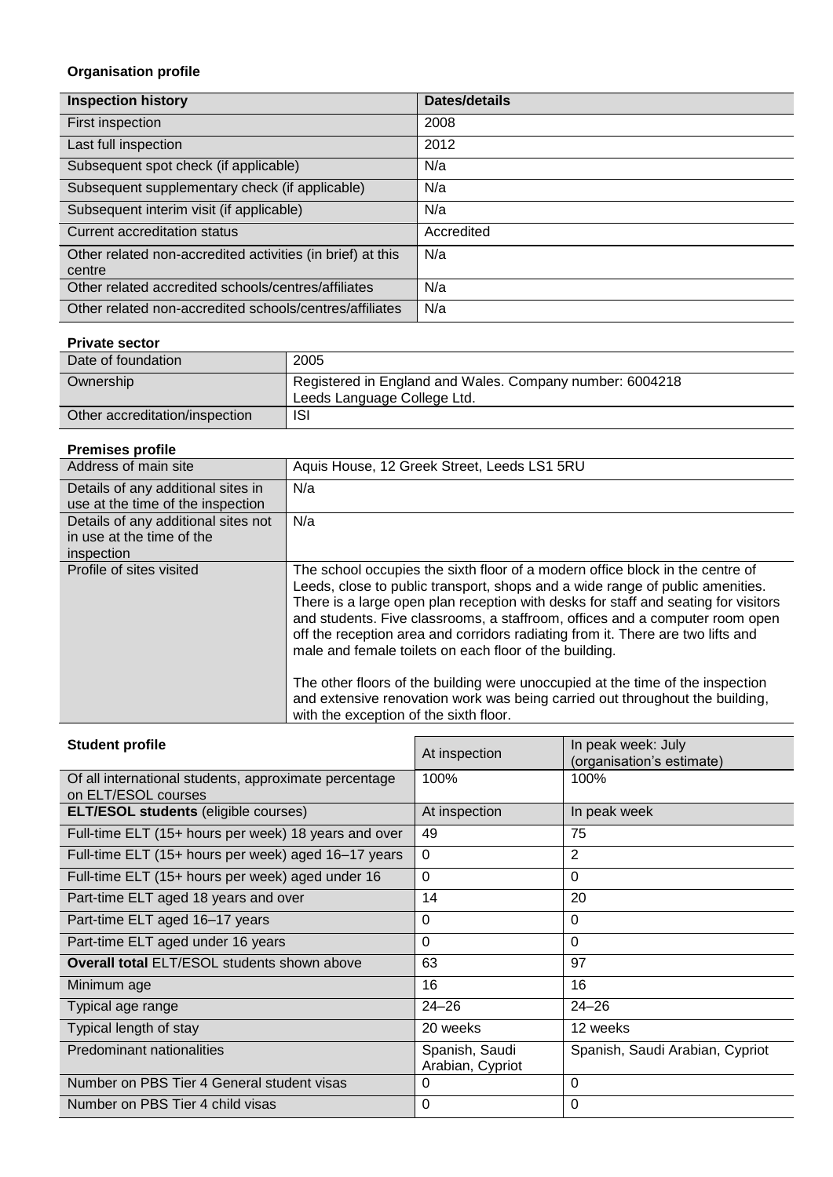**Organisation profile**

| Inspection history | Dates/details |
|---|---|
| First inspection | 2008 |
| Last full inspection | 2012 |
| Subsequent spot check (if applicable) | N/a |
| Subsequent supplementary check (if applicable) | N/a |
| Subsequent interim visit (if applicable) | N/a |
| Current accreditation status | Accredited |
| Other related non-accredited activities (in brief) at this centre | N/a |
| Other related accredited schools/centres/affiliates | N/a |
| Other related non-accredited schools/centres/affiliates | N/a |

**Private sector**

| | |
|---|---|
| Date of foundation | 2005 |
| Ownership | Registered in England and Wales. Company number: 6004218<br>Leeds Language College Ltd. |
| Other accreditation/inspection | ISI |

**Premises profile**

| | |
|---|---|
| Address of main site | Aquis House, 12 Greek Street, Leeds LS1 5RU |
| Details of any additional sites in use at the time of the inspection | N/a |
| Details of any additional sites not in use at the time of the inspection | N/a |
| Profile of sites visited | The school occupies the sixth floor of a modern office block in the centre of Leeds, close to public transport, shops and a wide range of public amenities. There is a large open plan reception with desks for staff and seating for visitors and students. Five classrooms, a staffroom, offices and a computer room open off the reception area and corridors radiating from it. There are two lifts and male and female toilets on each floor of the building.<br><br>The other floors of the building were unoccupied at the time of the inspection and extensive renovation work was being carried out throughout the building, with the exception of the sixth floor. |

| **Student profile** | At inspection | In peak week: July (organisation's estimate) |
|---|---|---|
| Of all international students, approximate percentage on ELT/ESOL courses | 100% | 100% |
| **ELT/ESOL students** (eligible courses) | At inspection | In peak week |
| Full-time ELT (15+ hours per week) 18 years and over | 49 | 75 |
| Full-time ELT (15+ hours per week) aged 16–17 years | 0 | 2 |
| Full-time ELT (15+ hours per week) aged under 16 | 0 | 0 |
| Part-time ELT aged 18 years and over | 14 | 20 |
| Part-time ELT aged 16–17 years | 0 | 0 |
| Part-time ELT aged under 16 years | 0 | 0 |
| **Overall total** ELT/ESOL students shown above | 63 | 97 |
| Minimum age | 16 | 16 |
| Typical age range | 24–26 | 24–26 |
| Typical length of stay | 20 weeks | 12 weeks |
| Predominant nationalities | Spanish, Saudi Arabian, Cypriot | Spanish, Saudi Arabian, Cypriot |
| Number on PBS Tier 4 General student visas | 0 | 0 |
| Number on PBS Tier 4 child visas | 0 | 0 |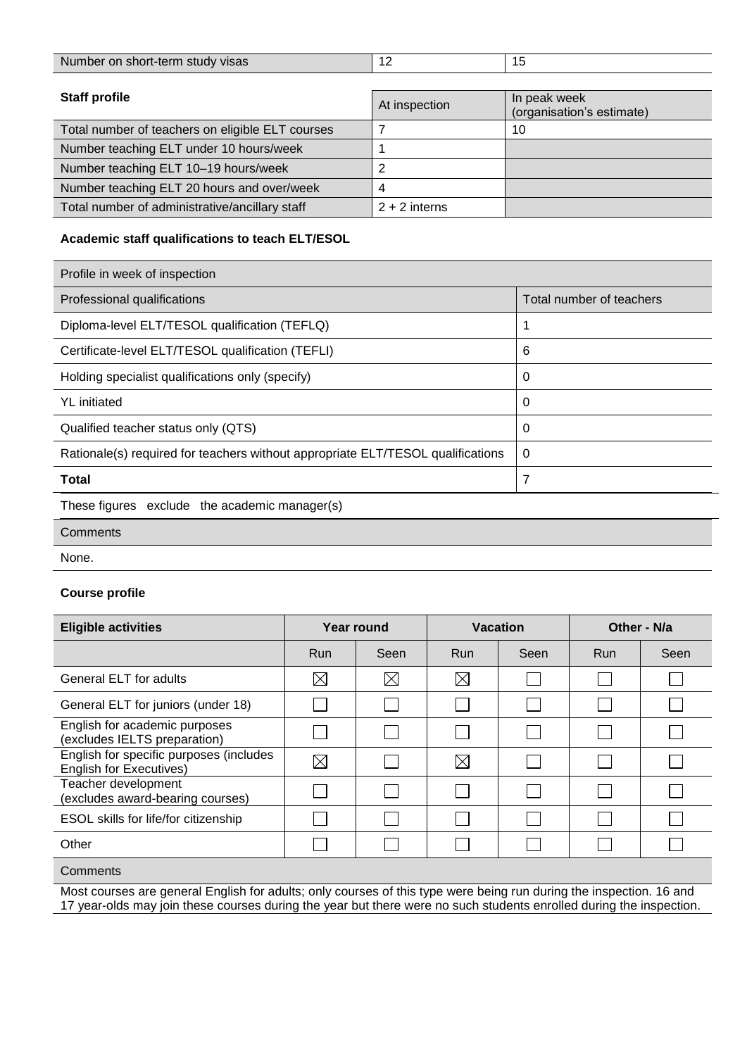| Number on short-term study visas | 12 | 15 |
|---|---|---|

**Staff profile**

| Staff profile | At inspection | In peak week (organisation's estimate) |
|---|---|---|
| Total number of teachers on eligible ELT courses | 7 | 10 |
| Number teaching ELT under 10 hours/week | 1 | |
| Number teaching ELT 10–19 hours/week | 2 | |
| Number teaching ELT 20 hours and over/week | 4 | |
| Total number of administrative/ancillary staff | 2 + 2 interns | |

**Academic staff qualifications to teach ELT/ESOL**

| Profile in week of inspection | |
|---|---|
| Professional qualifications | Total number of teachers |
| Diploma-level ELT/TESOL qualification (TEFLQ) | 1 |
| Certificate-level ELT/TESOL qualification (TEFLI) | 6 |
| Holding specialist qualifications only (specify) | 0 |
| YL initiated | 0 |
| Qualified teacher status only (QTS) | 0 |
| Rationale(s) required for teachers without appropriate ELT/TESOL qualifications | 0 |
| **Total** | 7 |

These figures exclude the academic manager(s)

Comments

None.

**Course profile**

| Eligible activities | Year round | | Vacation | | Other - N/a | |
|---|---|---|---|---|---|---|
| | Run | Seen | Run | Seen | Run | Seen |
| General ELT for adults | ☒ | ☒ | ☒ | ☐ | ☐ | ☐ |
| General ELT for juniors (under 18) | ☐ | ☐ | ☐ | ☐ | ☐ | ☐ |
| English for academic purposes (excludes IELTS preparation) | ☐ | ☐ | ☐ | ☐ | ☐ | ☐ |
| English for specific purposes (includes English for Executives) | ☒ | ☐ | ☒ | ☐ | ☐ | ☐ |
| Teacher development (excludes award-bearing courses) | ☐ | ☐ | ☐ | ☐ | ☐ | ☐ |
| ESOL skills for life/for citizenship | ☐ | ☐ | ☐ | ☐ | ☐ | ☐ |
| Other | ☐ | ☐ | ☐ | ☐ | ☐ | ☐ |

Comments

Most courses are general English for adults; only courses of this type were being run during the inspection. 16 and 17 year-olds may join these courses during the year but there were no such students enrolled during the inspection.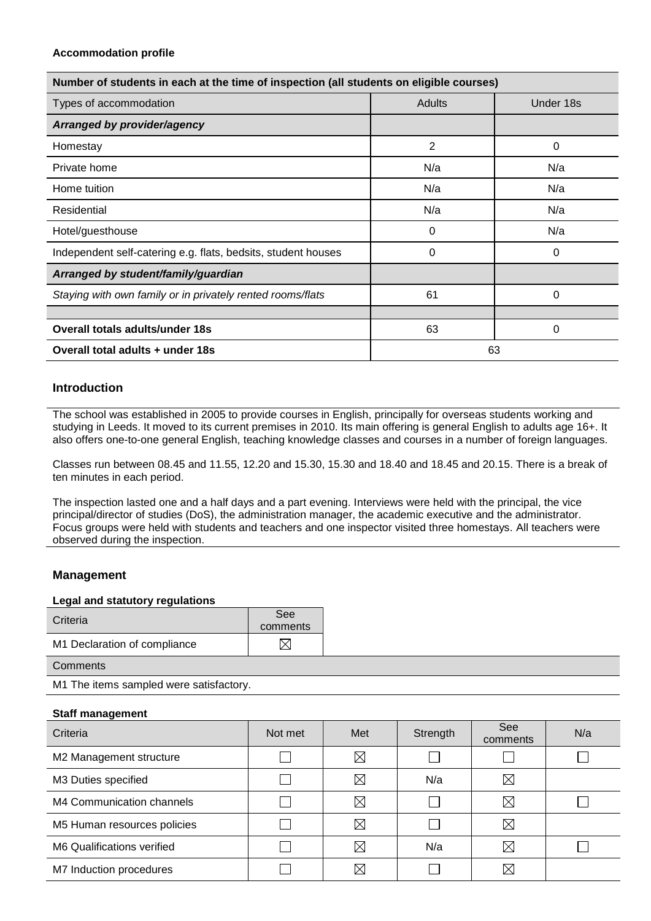**Accommodation profile**

| Number of students in each at the time of inspection (all students on eligible courses) | | |
|---|---|---|
| Types of accommodation | Adults | Under 18s |
| ***Arranged by provider/agency*** | | |
| Homestay | 2 | 0 |
| Private home | N/a | N/a |
| Home tuition | N/a | N/a |
| Residential | N/a | N/a |
| Hotel/guesthouse | 0 | N/a |
| Independent self-catering e.g. flats, bedsits, student houses | 0 | 0 |
| ***Arranged by student/family/guardian*** | | |
| *Staying with own family or in privately rented rooms/flats* | 61 | 0 |
| | | |
| **Overall totals adults/under 18s** | 63 | 0 |
| **Overall total adults + under 18s** | 63 | |

## Introduction

The school was established in 2005 to provide courses in English, principally for overseas students working and studying in Leeds. It moved to its current premises in 2010. Its main offering is general English to adults age 16+. It also offers one-to-one general English, teaching knowledge classes and courses in a number of foreign languages.

Classes run between 08.45 and 11.55, 12.20 and 15.30, 15.30 and 18.40 and 18.45 and 20.15. There is a break of ten minutes in each period.

The inspection lasted one and a half days and a part evening. Interviews were held with the principal, the vice principal/director of studies (DoS), the administration manager, the academic executive and the administrator. Focus groups were held with students and teachers and one inspector visited three homestays. All teachers were observed during the inspection.

## Management

**Legal and statutory regulations**

| Criteria | See comments |
|---|---|
| M1 Declaration of compliance | ☒ |

Comments

M1 The items sampled were satisfactory.

**Staff management**

| Criteria | Not met | Met | Strength | See comments | N/a |
|---|---|---|---|---|---|
| M2 Management structure | ☐ | ☒ | ☐ | ☐ | ☐ |
| M3 Duties specified | ☐ | ☒ | N/a | ☒ | |
| M4 Communication channels | ☐ | ☒ | ☐ | ☒ | ☐ |
| M5 Human resources policies | ☐ | ☒ | ☐ | ☒ | |
| M6 Qualifications verified | ☐ | ☒ | N/a | ☒ | ☐ |
| M7 Induction procedures | ☐ | ☒ | ☐ | ☒ | |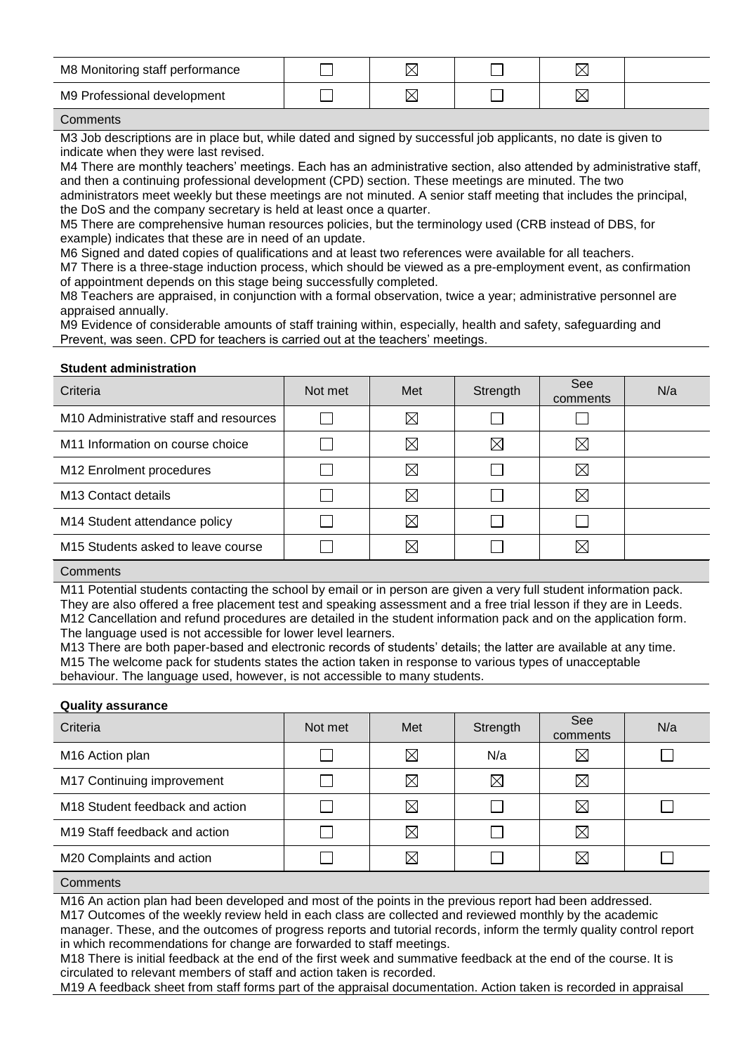| | | | | | |
|---|---|---|---|---|---|
| M8 Monitoring staff performance | ☐ | ☒ | ☐ | ☒ | |
| M9 Professional development | ☐ | ☒ | ☐ | ☒ | |

Comments

M3 Job descriptions are in place but, while dated and signed by successful job applicants, no date is given to indicate when they were last revised.
M4 There are monthly teachers' meetings. Each has an administrative section, also attended by administrative staff, and then a continuing professional development (CPD) section. These meetings are minuted. The two administrators meet weekly but these meetings are not minuted. A senior staff meeting that includes the principal, the DoS and the company secretary is held at least once a quarter.
M5 There are comprehensive human resources policies, but the terminology used (CRB instead of DBS, for example) indicates that these are in need of an update.
M6 Signed and dated copies of qualifications and at least two references were available for all teachers.
M7 There is a three-stage induction process, which should be viewed as a pre-employment event, as confirmation of appointment depends on this stage being successfully completed.
M8 Teachers are appraised, in conjunction with a formal observation, twice a year; administrative personnel are appraised annually.
M9 Evidence of considerable amounts of staff training within, especially, health and safety, safeguarding and Prevent, was seen. CPD for teachers is carried out at the teachers' meetings.

**Student administration**

| Criteria | Not met | Met | Strength | See comments | N/a |
|---|---|---|---|---|---|
| M10 Administrative staff and resources | ☐ | ☒ | ☐ | ☐ | |
| M11 Information on course choice | ☐ | ☒ | ☒ | ☒ | |
| M12 Enrolment procedures | ☐ | ☒ | ☐ | ☒ | |
| M13 Contact details | ☐ | ☒ | ☐ | ☒ | |
| M14 Student attendance policy | ☐ | ☒ | ☐ | ☐ | |
| M15 Students asked to leave course | ☐ | ☒ | ☐ | ☒ | |

Comments

M11 Potential students contacting the school by email or in person are given a very full student information pack. They are also offered a free placement test and speaking assessment and a free trial lesson if they are in Leeds.
M12 Cancellation and refund procedures are detailed in the student information pack and on the application form. The language used is not accessible for lower level learners.
M13 There are both paper-based and electronic records of students' details; the latter are available at any time.
M15 The welcome pack for students states the action taken in response to various types of unacceptable behaviour. The language used, however, is not accessible to many students.

**Quality assurance**

| Criteria | Not met | Met | Strength | See comments | N/a |
|---|---|---|---|---|---|
| M16 Action plan | ☐ | ☒ | N/a | ☒ | ☐ |
| M17 Continuing improvement | ☐ | ☒ | ☒ | ☒ | |
| M18 Student feedback and action | ☐ | ☒ | ☐ | ☒ | ☐ |
| M19 Staff feedback and action | ☐ | ☒ | ☐ | ☒ | |
| M20 Complaints and action | ☐ | ☒ | ☐ | ☒ | ☐ |

Comments

M16 An action plan had been developed and most of the points in the previous report had been addressed.
M17 Outcomes of the weekly review held in each class are collected and reviewed monthly by the academic manager. These, and the outcomes of progress reports and tutorial records, inform the termly quality control report in which recommendations for change are forwarded to staff meetings.
M18 There is initial feedback at the end of the first week and summative feedback at the end of the course. It is circulated to relevant members of staff and action taken is recorded.
M19 A feedback sheet from staff forms part of the appraisal documentation. Action taken is recorded in appraisal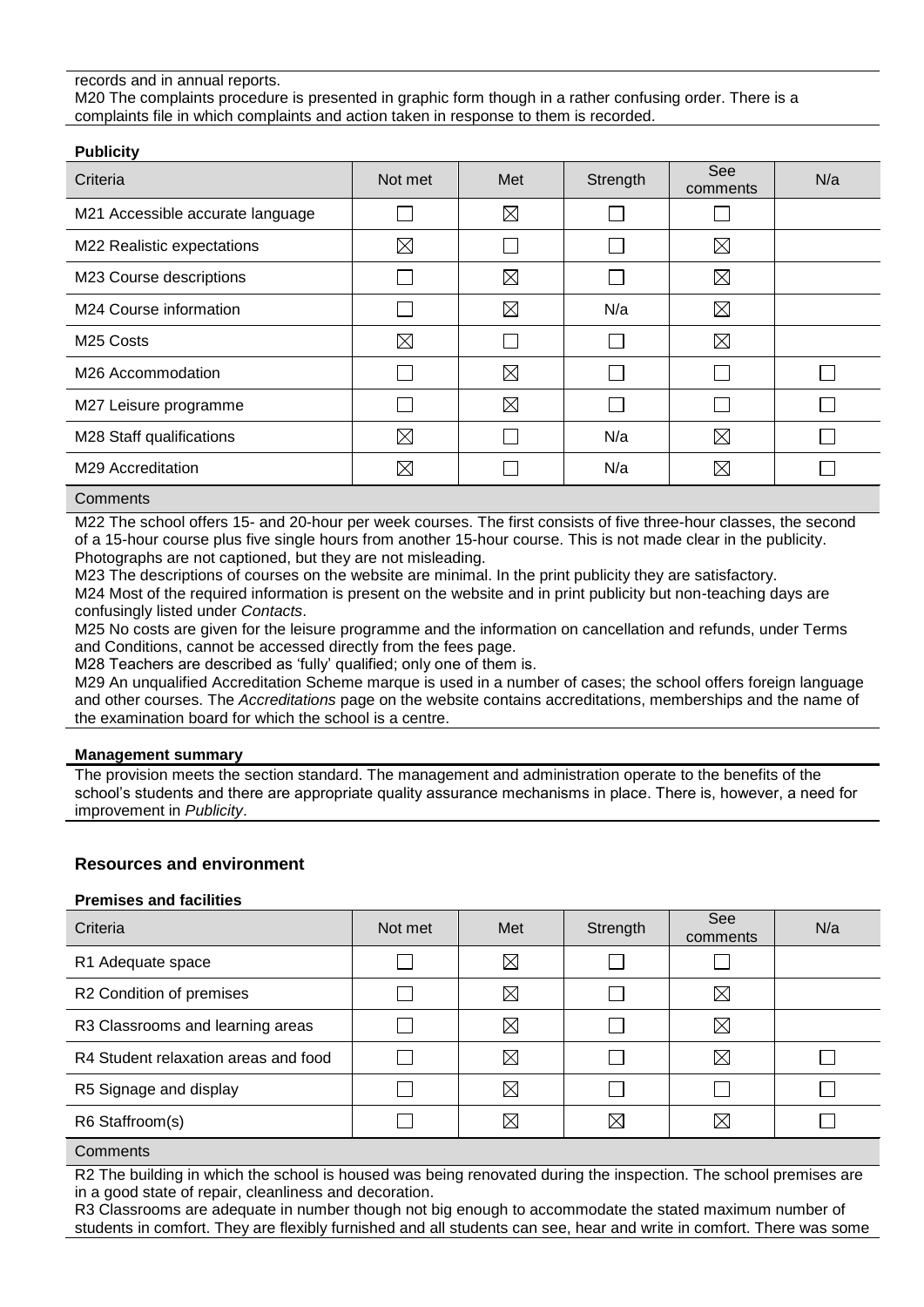records and in annual reports.
M20 The complaints procedure is presented in graphic form though in a rather confusing order. There is a complaints file in which complaints and action taken in response to them is recorded.

**Publicity**

| Criteria | Not met | Met | Strength | See comments | N/a |
|---|---|---|---|---|---|
| M21 Accessible accurate language | ☐ | ☒ | ☐ | ☐ | |
| M22 Realistic expectations | ☒ | ☐ | ☐ | ☒ | |
| M23 Course descriptions | ☐ | ☒ | ☐ | ☒ | |
| M24 Course information | ☐ | ☒ | N/a | ☒ | |
| M25 Costs | ☒ | ☐ | ☐ | ☒ | |
| M26 Accommodation | ☐ | ☒ | ☐ | ☐ | ☐ |
| M27 Leisure programme | ☐ | ☒ | ☐ | ☐ | ☐ |
| M28 Staff qualifications | ☒ | ☐ | N/a | ☒ | ☐ |
| M29 Accreditation | ☒ | ☐ | N/a | ☒ | ☐ |

Comments

M22 The school offers 15- and 20-hour per week courses. The first consists of five three-hour classes, the second of a 15-hour course plus five single hours from another 15-hour course. This is not made clear in the publicity. Photographs are not captioned, but they are not misleading.
M23 The descriptions of courses on the website are minimal. In the print publicity they are satisfactory.
M24 Most of the required information is present on the website and in print publicity but non-teaching days are confusingly listed under *Contacts*.
M25 No costs are given for the leisure programme and the information on cancellation and refunds, under Terms and Conditions, cannot be accessed directly from the fees page.
M28 Teachers are described as 'fully' qualified; only one of them is.
M29 An unqualified Accreditation Scheme marque is used in a number of cases; the school offers foreign language and other courses. The *Accreditations* page on the website contains accreditations, memberships and the name of the examination board for which the school is a centre.

**Management summary**

The provision meets the section standard. The management and administration operate to the benefits of the school's students and there are appropriate quality assurance mechanisms in place. There is, however, a need for improvement in *Publicity*.

## Resources and environment

**Premises and facilities**

| Criteria | Not met | Met | Strength | See comments | N/a |
|---|---|---|---|---|---|
| R1 Adequate space | ☐ | ☒ | ☐ | ☐ | |
| R2 Condition of premises | ☐ | ☒ | ☐ | ☒ | |
| R3 Classrooms and learning areas | ☐ | ☒ | ☐ | ☒ | |
| R4 Student relaxation areas and food | ☐ | ☒ | ☐ | ☒ | ☐ |
| R5 Signage and display | ☐ | ☒ | ☐ | ☐ | ☐ |
| R6 Staffroom(s) | ☐ | ☒ | ☒ | ☒ | ☐ |

Comments

R2 The building in which the school is housed was being renovated during the inspection. The school premises are in a good state of repair, cleanliness and decoration.
R3 Classrooms are adequate in number though not big enough to accommodate the stated maximum number of students in comfort. They are flexibly furnished and all students can see, hear and write in comfort. There was some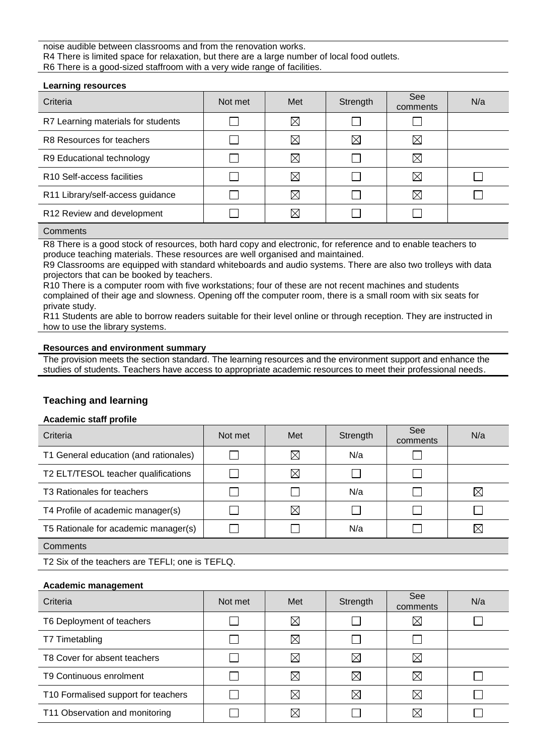noise audible between classrooms and from the renovation works.
R4 There is limited space for relaxation, but there are a large number of local food outlets.
R6 There is a good-sized staffroom with a very wide range of facilities.

**Learning resources**

| Criteria | Not met | Met | Strength | See comments | N/a |
|---|---|---|---|---|---|
| R7 Learning materials for students | ☐ | ☒ | ☐ | ☐ | |
| R8 Resources for teachers | ☐ | ☒ | ☒ | ☒ | |
| R9 Educational technology | ☐ | ☒ | ☐ | ☒ | |
| R10 Self-access facilities | ☐ | ☒ | ☐ | ☒ | ☐ |
| R11 Library/self-access guidance | ☐ | ☒ | ☐ | ☒ | ☐ |
| R12 Review and development | ☐ | ☒ | ☐ | ☐ | |

Comments

R8 There is a good stock of resources, both hard copy and electronic, for reference and to enable teachers to produce teaching materials. These resources are well organised and maintained.
R9 Classrooms are equipped with standard whiteboards and audio systems. There are also two trolleys with data projectors that can be booked by teachers.
R10 There is a computer room with five workstations; four of these are not recent machines and students complained of their age and slowness. Opening off the computer room, there is a small room with six seats for private study.
R11 Students are able to borrow readers suitable for their level online or through reception. They are instructed in how to use the library systems.

**Resources and environment summary**

The provision meets the section standard. The learning resources and the environment support and enhance the studies of students. Teachers have access to appropriate academic resources to meet their professional needs.

## Teaching and learning

**Academic staff profile**

| Criteria | Not met | Met | Strength | See comments | N/a |
|---|---|---|---|---|---|
| T1 General education (and rationales) | ☐ | ☒ | N/a | ☐ | |
| T2 ELT/TESOL teacher qualifications | ☐ | ☒ | ☐ | ☐ | |
| T3 Rationales for teachers | ☐ | ☐ | N/a | ☐ | ☒ |
| T4 Profile of academic manager(s) | ☐ | ☒ | ☐ | ☐ | ☐ |
| T5 Rationale for academic manager(s) | ☐ | ☐ | N/a | ☐ | ☒ |

Comments

T2 Six of the teachers are TEFLI; one is TEFLQ.

**Academic management**

| Criteria | Not met | Met | Strength | See comments | N/a |
|---|---|---|---|---|---|
| T6 Deployment of teachers | ☐ | ☒ | ☐ | ☒ | ☐ |
| T7 Timetabling | ☐ | ☒ | ☐ | ☐ | |
| T8 Cover for absent teachers | ☐ | ☒ | ☒ | ☒ | |
| T9 Continuous enrolment | ☐ | ☒ | ☒ | ☒ | ☐ |
| T10 Formalised support for teachers | ☐ | ☒ | ☒ | ☒ | ☐ |
| T11 Observation and monitoring | ☐ | ☒ | ☐ | ☒ | ☐ |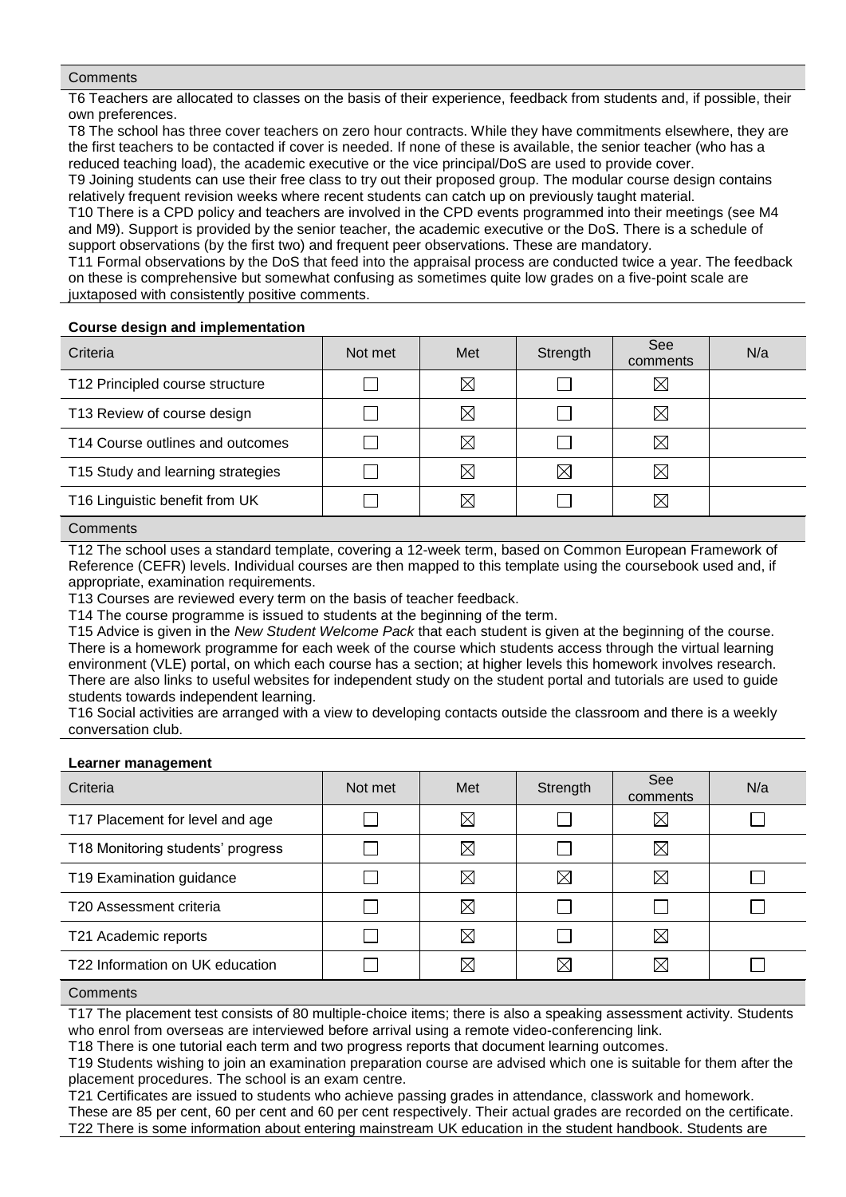Comments

T6 Teachers are allocated to classes on the basis of their experience, feedback from students and, if possible, their own preferences.
T8 The school has three cover teachers on zero hour contracts. While they have commitments elsewhere, they are the first teachers to be contacted if cover is needed. If none of these is available, the senior teacher (who has a reduced teaching load), the academic executive or the vice principal/DoS are used to provide cover.
T9 Joining students can use their free class to try out their proposed group. The modular course design contains relatively frequent revision weeks where recent students can catch up on previously taught material.
T10 There is a CPD policy and teachers are involved in the CPD events programmed into their meetings (see M4 and M9). Support is provided by the senior teacher, the academic executive or the DoS. There is a schedule of support observations (by the first two) and frequent peer observations. These are mandatory.
T11 Formal observations by the DoS that feed into the appraisal process are conducted twice a year. The feedback on these is comprehensive but somewhat confusing as sometimes quite low grades on a five-point scale are juxtaposed with consistently positive comments.

**Course design and implementation**

| Criteria | Not met | Met | Strength | See comments | N/a |
|---|---|---|---|---|---|
| T12 Principled course structure | ☐ | ☒ | ☐ | ☒ | |
| T13 Review of course design | ☐ | ☒ | ☐ | ☒ | |
| T14 Course outlines and outcomes | ☐ | ☒ | ☐ | ☒ | |
| T15 Study and learning strategies | ☐ | ☒ | ☒ | ☒ | |
| T16 Linguistic benefit from UK | ☐ | ☒ | ☐ | ☒ | |

Comments

T12 The school uses a standard template, covering a 12-week term, based on Common European Framework of Reference (CEFR) levels. Individual courses are then mapped to this template using the coursebook used and, if appropriate, examination requirements.
T13 Courses are reviewed every term on the basis of teacher feedback.
T14 The course programme is issued to students at the beginning of the term.
T15 Advice is given in the *New Student Welcome Pack* that each student is given at the beginning of the course. There is a homework programme for each week of the course which students access through the virtual learning environment (VLE) portal, on which each course has a section; at higher levels this homework involves research. There are also links to useful websites for independent study on the student portal and tutorials are used to guide students towards independent learning.
T16 Social activities are arranged with a view to developing contacts outside the classroom and there is a weekly conversation club.

**Learner management**

| Criteria | Not met | Met | Strength | See comments | N/a |
|---|---|---|---|---|---|
| T17 Placement for level and age | ☐ | ☒ | ☐ | ☒ | ☐ |
| T18 Monitoring students' progress | ☐ | ☒ | ☐ | ☒ | |
| T19 Examination guidance | ☐ | ☒ | ☒ | ☒ | ☐ |
| T20 Assessment criteria | ☐ | ☒ | ☐ | ☐ | ☐ |
| T21 Academic reports | ☐ | ☒ | ☐ | ☒ | |
| T22 Information on UK education | ☐ | ☒ | ☒ | ☒ | ☐ |

Comments

T17 The placement test consists of 80 multiple-choice items; there is also a speaking assessment activity. Students who enrol from overseas are interviewed before arrival using a remote video-conferencing link.
T18 There is one tutorial each term and two progress reports that document learning outcomes.
T19 Students wishing to join an examination preparation course are advised which one is suitable for them after the placement procedures. The school is an exam centre.
T21 Certificates are issued to students who achieve passing grades in attendance, classwork and homework. These are 85 per cent, 60 per cent and 60 per cent respectively. Their actual grades are recorded on the certificate.
T22 There is some information about entering mainstream UK education in the student handbook. Students are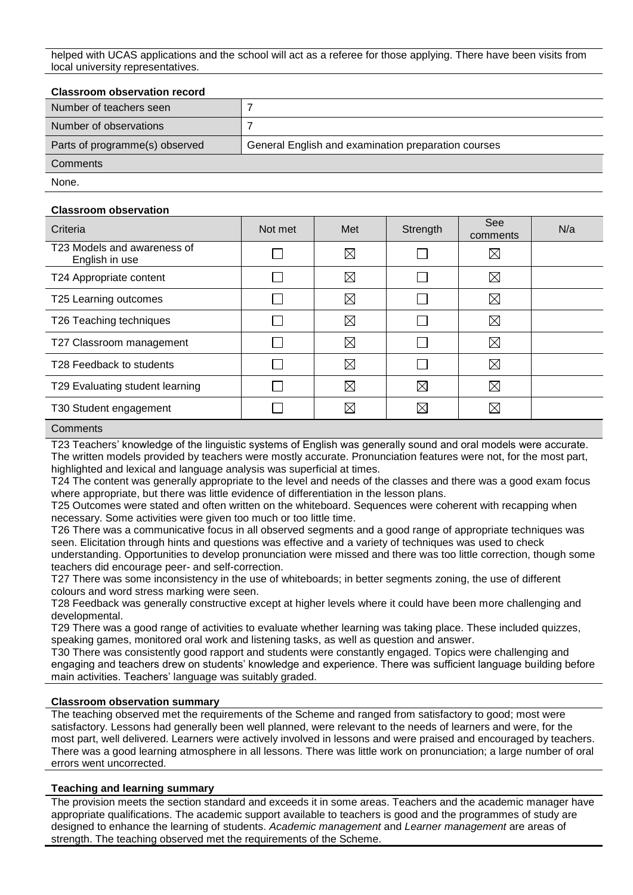helped with UCAS applications and the school will act as a referee for those applying. There have been visits from local university representatives.

### Classroom observation record

| | |
|---|---|
| Number of teachers seen | 7 |
| Number of observations | 7 |
| Parts of programme(s) observed | General English and examination preparation courses |

**Comments**

None.

### Classroom observation

| Criteria | Not met | Met | Strength | See comments | N/a |
|---|---|---|---|---|---|
| T23 Models and awareness of English in use | ☐ | ☒ | ☐ | ☒ | |
| T24 Appropriate content | ☐ | ☒ | ☐ | ☒ | |
| T25 Learning outcomes | ☐ | ☒ | ☐ | ☒ | |
| T26 Teaching techniques | ☐ | ☒ | ☐ | ☒ | |
| T27 Classroom management | ☐ | ☒ | ☐ | ☒ | |
| T28 Feedback to students | ☐ | ☒ | ☐ | ☒ | |
| T29 Evaluating student learning | ☐ | ☒ | ☒ | ☒ | |
| T30 Student engagement | ☐ | ☒ | ☒ | ☒ | |

**Comments**

T23 Teachers' knowledge of the linguistic systems of English was generally sound and oral models were accurate. The written models provided by teachers were mostly accurate. Pronunciation features were not, for the most part, highlighted and lexical and language analysis was superficial at times.

T24 The content was generally appropriate to the level and needs of the classes and there was a good exam focus where appropriate, but there was little evidence of differentiation in the lesson plans.

T25 Outcomes were stated and often written on the whiteboard. Sequences were coherent with recapping when necessary. Some activities were given too much or too little time.

T26 There was a communicative focus in all observed segments and a good range of appropriate techniques was seen. Elicitation through hints and questions was effective and a variety of techniques was used to check understanding. Opportunities to develop pronunciation were missed and there was too little correction, though some teachers did encourage peer- and self-correction.

T27 There was some inconsistency in the use of whiteboards; in better segments zoning, the use of different colours and word stress marking were seen.

T28 Feedback was generally constructive except at higher levels where it could have been more challenging and developmental.

T29 There was a good range of activities to evaluate whether learning was taking place. These included quizzes, speaking games, monitored oral work and listening tasks, as well as question and answer.

T30 There was consistently good rapport and students were constantly engaged. Topics were challenging and engaging and teachers drew on students' knowledge and experience. There was sufficient language building before main activities. Teachers' language was suitably graded.

### Classroom observation summary

The teaching observed met the requirements of the Scheme and ranged from satisfactory to good; most were satisfactory. Lessons had generally been well planned, were relevant to the needs of learners and were, for the most part, well delivered. Learners were actively involved in lessons and were praised and encouraged by teachers. There was a good learning atmosphere in all lessons. There was little work on pronunciation; a large number of oral errors went uncorrected.

### Teaching and learning summary

The provision meets the section standard and exceeds it in some areas. Teachers and the academic manager have appropriate qualifications. The academic support available to teachers is good and the programmes of study are designed to enhance the learning of students. *Academic management* and *Learner management* are areas of strength. The teaching observed met the requirements of the Scheme.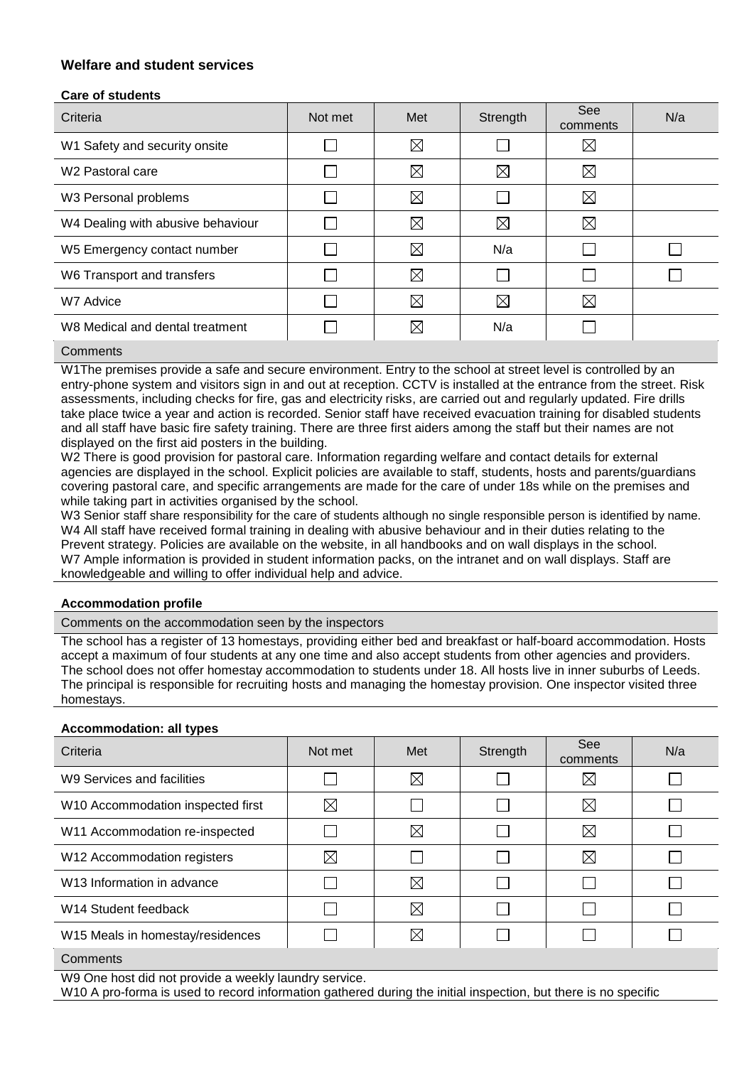## Welfare and student services

### Care of students

| Criteria | Not met | Met | Strength | See comments | N/a |
|---|---|---|---|---|---|
| W1 Safety and security onsite | ☐ | ☒ | ☐ | ☒ | |
| W2 Pastoral care | ☐ | ☒ | ☒ | ☒ | |
| W3 Personal problems | ☐ | ☒ | ☐ | ☒ | |
| W4 Dealing with abusive behaviour | ☐ | ☒ | ☒ | ☒ | |
| W5 Emergency contact number | ☐ | ☒ | N/a | ☐ | ☐ |
| W6 Transport and transfers | ☐ | ☒ | ☐ | ☐ | ☐ |
| W7 Advice | ☐ | ☒ | ☒ | ☒ | |
| W8 Medical and dental treatment | ☐ | ☒ | N/a | ☐ | |

Comments

W1The premises provide a safe and secure environment. Entry to the school at street level is controlled by an entry-phone system and visitors sign in and out at reception. CCTV is installed at the entrance from the street. Risk assessments, including checks for fire, gas and electricity risks, are carried out and regularly updated. Fire drills take place twice a year and action is recorded. Senior staff have received evacuation training for disabled students and all staff have basic fire safety training. There are three first aiders among the staff but their names are not displayed on the first aid posters in the building.

W2 There is good provision for pastoral care. Information regarding welfare and contact details for external agencies are displayed in the school. Explicit policies are available to staff, students, hosts and parents/guardians covering pastoral care, and specific arrangements are made for the care of under 18s while on the premises and while taking part in activities organised by the school.

W3 Senior staff share responsibility for the care of students although no single responsible person is identified by name.

W4 All staff have received formal training in dealing with abusive behaviour and in their duties relating to the Prevent strategy. Policies are available on the website, in all handbooks and on wall displays in the school.

W7 Ample information is provided in student information packs, on the intranet and on wall displays. Staff are knowledgeable and willing to offer individual help and advice.

### Accommodation profile

Comments on the accommodation seen by the inspectors

The school has a register of 13 homestays, providing either bed and breakfast or half-board accommodation. Hosts accept a maximum of four students at any one time and also accept students from other agencies and providers. The school does not offer homestay accommodation to students under 18. All hosts live in inner suburbs of Leeds. The principal is responsible for recruiting hosts and managing the homestay provision. One inspector visited three homestays.

### Accommodation: all types

| Criteria | Not met | Met | Strength | See comments | N/a |
|---|---|---|---|---|---|
| W9 Services and facilities | ☐ | ☒ | ☐ | ☒ | ☐ |
| W10 Accommodation inspected first | ☒ | ☐ | ☐ | ☒ | ☐ |
| W11 Accommodation re-inspected | ☐ | ☒ | ☐ | ☒ | ☐ |
| W12 Accommodation registers | ☒ | ☐ | ☐ | ☒ | ☐ |
| W13 Information in advance | ☐ | ☒ | ☐ | ☐ | ☐ |
| W14 Student feedback | ☐ | ☒ | ☐ | ☐ | ☐ |
| W15 Meals in homestay/residences | ☐ | ☒ | ☐ | ☐ | ☐ |

Comments

W9 One host did not provide a weekly laundry service.

W10 A pro-forma is used to record information gathered during the initial inspection, but there is no specific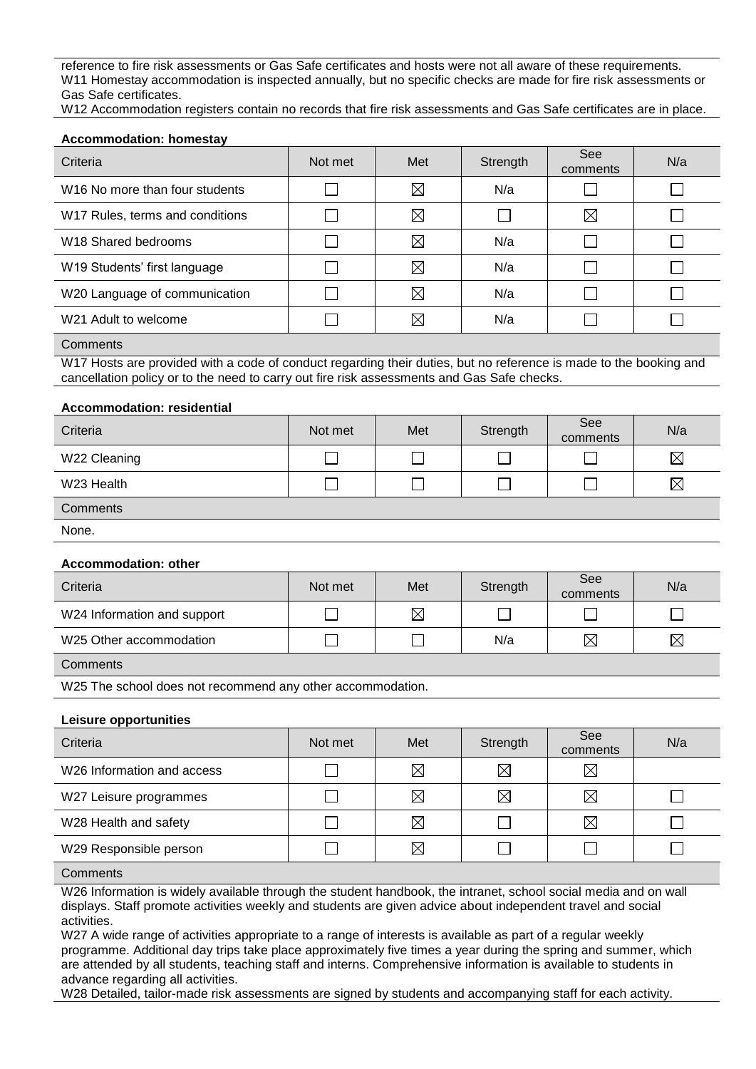reference to fire risk assessments or Gas Safe certificates and hosts were not all aware of these requirements.
W11 Homestay accommodation is inspected annually, but no specific checks are made for fire risk assessments or Gas Safe certificates.
W12 Accommodation registers contain no records that fire risk assessments and Gas Safe certificates are in place.

**Accommodation: homestay**

| Criteria | Not met | Met | Strength | See comments | N/a |
|---|---|---|---|---|---|
| W16 No more than four students | ☐ | ☒ | N/a | ☐ | ☐ |
| W17 Rules, terms and conditions | ☐ | ☒ | ☐ | ☒ | ☐ |
| W18 Shared bedrooms | ☐ | ☒ | N/a | ☐ | ☐ |
| W19 Students' first language | ☐ | ☒ | N/a | ☐ | ☐ |
| W20 Language of communication | ☐ | ☒ | N/a | ☐ | ☐ |
| W21 Adult to welcome | ☐ | ☒ | N/a | ☐ | ☐ |

Comments

W17 Hosts are provided with a code of conduct regarding their duties, but no reference is made to the booking and cancellation policy or to the need to carry out fire risk assessments and Gas Safe checks.

**Accommodation: residential**

| Criteria | Not met | Met | Strength | See comments | N/a |
|---|---|---|---|---|---|
| W22 Cleaning | ☐ | ☐ | ☐ | ☐ | ☒ |
| W23 Health | ☐ | ☐ | ☐ | ☐ | ☒ |

Comments

None.

**Accommodation: other**

| Criteria | Not met | Met | Strength | See comments | N/a |
|---|---|---|---|---|---|
| W24 Information and support | ☐ | ☒ | ☐ | ☐ | ☐ |
| W25 Other accommodation | ☐ | ☐ | N/a | ☒ | ☒ |

Comments

W25 The school does not recommend any other accommodation.

**Leisure opportunities**

| Criteria | Not met | Met | Strength | See comments | N/a |
|---|---|---|---|---|---|
| W26 Information and access | ☐ | ☒ | ☒ | ☒ | |
| W27 Leisure programmes | ☐ | ☒ | ☒ | ☒ | ☐ |
| W28 Health and safety | ☐ | ☒ | ☐ | ☒ | ☐ |
| W29 Responsible person | ☐ | ☒ | ☐ | ☐ | ☐ |

Comments

W26 Information is widely available through the student handbook, the intranet, school social media and on wall displays. Staff promote activities weekly and students are given advice about independent travel and social activities.
W27 A wide range of activities appropriate to a range of interests is available as part of a regular weekly programme. Additional day trips take place approximately five times a year during the spring and summer, which are attended by all students, teaching staff and interns. Comprehensive information is available to students in advance regarding all activities.
W28 Detailed, tailor-made risk assessments are signed by students and accompanying staff for each activity.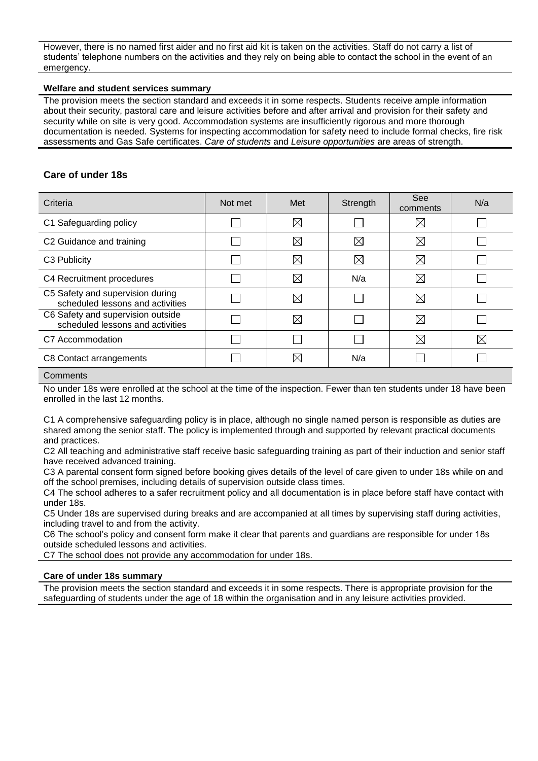However, there is no named first aider and no first aid kit is taken on the activities. Staff do not carry a list of students' telephone numbers on the activities and they rely on being able to contact the school in the event of an emergency.

**Welfare and student services summary**

The provision meets the section standard and exceeds it in some respects. Students receive ample information about their security, pastoral care and leisure activities before and after arrival and provision for their safety and security while on site is very good. Accommodation systems are insufficiently rigorous and more thorough documentation is needed. Systems for inspecting accommodation for safety need to include formal checks, fire risk assessments and Gas Safe certificates. *Care of students* and *Leisure opportunities* are areas of strength.

## Care of under 18s

| Criteria | Not met | Met | Strength | See comments | N/a |
|---|---|---|---|---|---|
| C1 Safeguarding policy | ☐ | ☒ | ☐ | ☒ | ☐ |
| C2 Guidance and training | ☐ | ☒ | ☒ | ☒ | ☐ |
| C3 Publicity | ☐ | ☒ | ☒ | ☒ | ☐ |
| C4 Recruitment procedures | ☐ | ☒ | N/a | ☒ | ☐ |
| C5 Safety and supervision during scheduled lessons and activities | ☐ | ☒ | ☐ | ☒ | ☐ |
| C6 Safety and supervision outside scheduled lessons and activities | ☐ | ☒ | ☐ | ☒ | ☐ |
| C7 Accommodation | ☐ | ☐ | ☐ | ☒ | ☒ |
| C8 Contact arrangements | ☐ | ☒ | N/a | ☐ | ☐ |

Comments

No under 18s were enrolled at the school at the time of the inspection. Fewer than ten students under 18 have been enrolled in the last 12 months.

C1 A comprehensive safeguarding policy is in place, although no single named person is responsible as duties are shared among the senior staff. The policy is implemented through and supported by relevant practical documents and practices.
C2 All teaching and administrative staff receive basic safeguarding training as part of their induction and senior staff have received advanced training.
C3 A parental consent form signed before booking gives details of the level of care given to under 18s while on and off the school premises, including details of supervision outside class times.
C4 The school adheres to a safer recruitment policy and all documentation is in place before staff have contact with under 18s.
C5 Under 18s are supervised during breaks and are accompanied at all times by supervising staff during activities, including travel to and from the activity.
C6 The school's policy and consent form make it clear that parents and guardians are responsible for under 18s outside scheduled lessons and activities.
C7 The school does not provide any accommodation for under 18s.

**Care of under 18s summary**

The provision meets the section standard and exceeds it in some respects. There is appropriate provision for the safeguarding of students under the age of 18 within the organisation and in any leisure activities provided.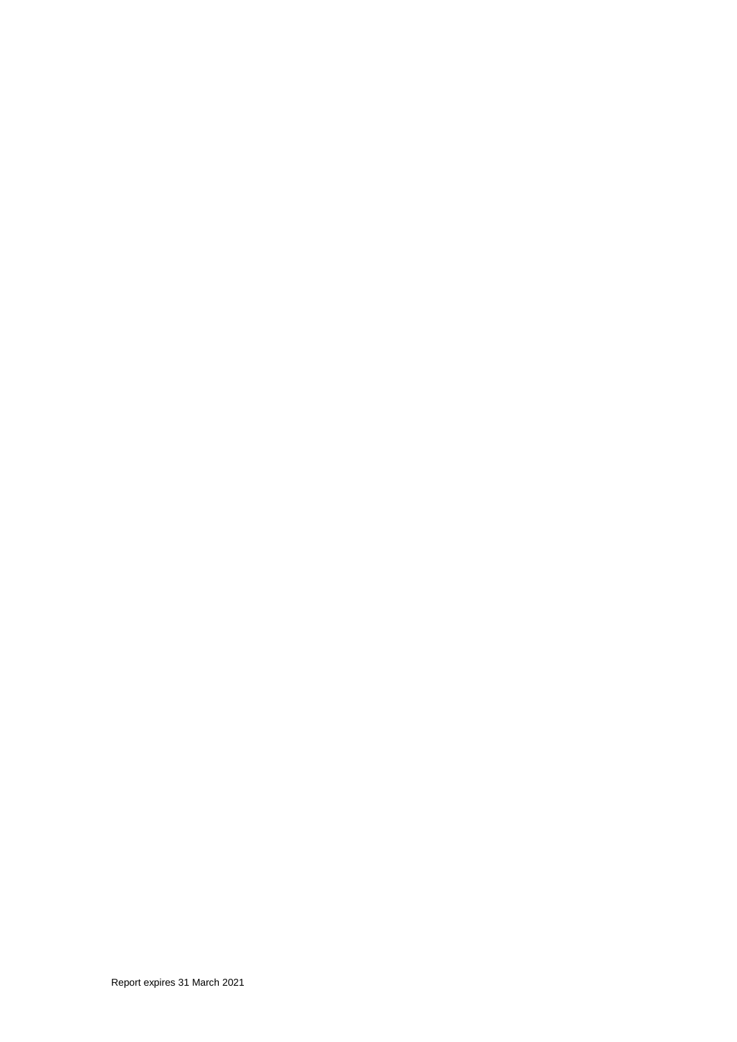Report expires 31 March 2021